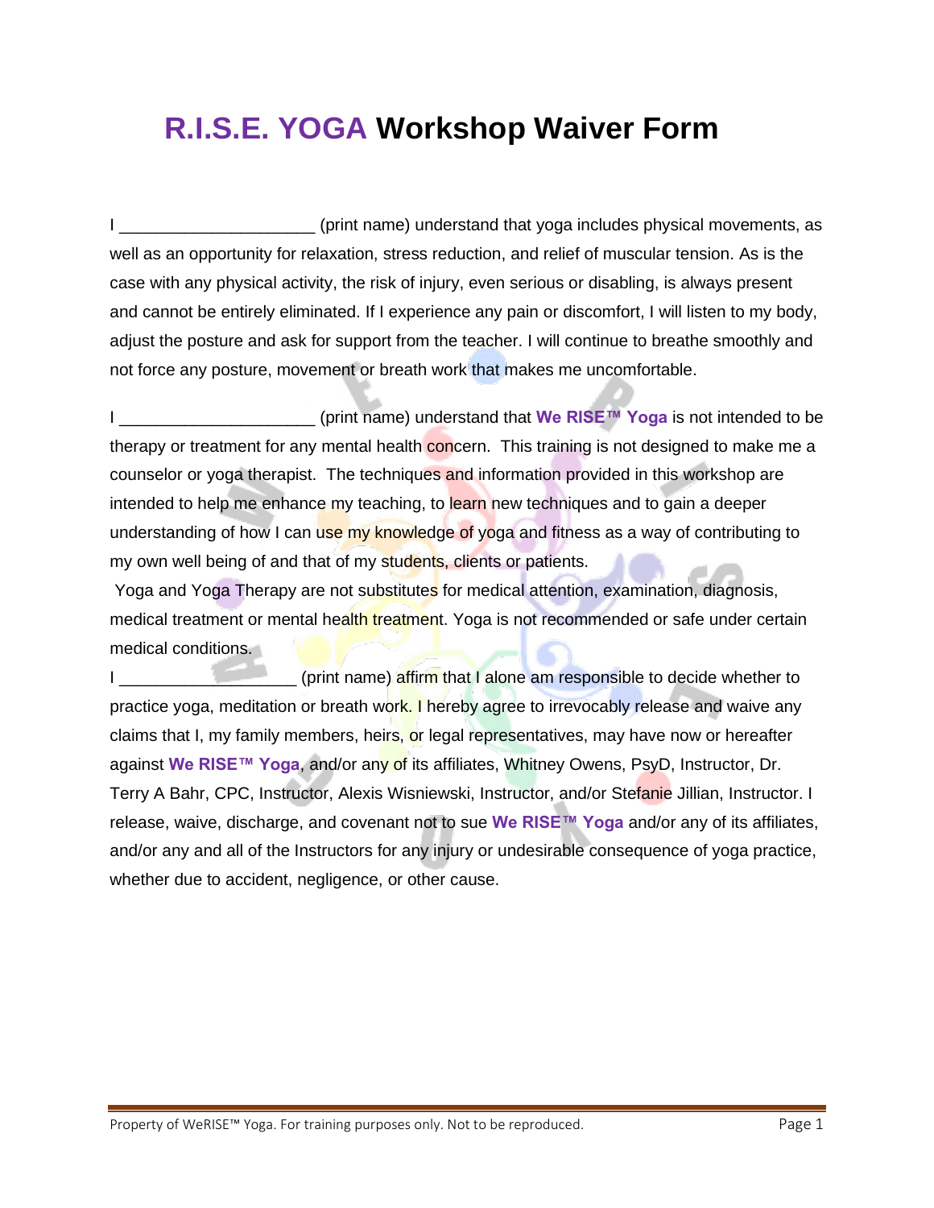# R.I.S.E. YOGA Workshop Waiver Form

I ____________________ (print name) understand that yoga includes physical movements, as well as an opportunity for relaxation, stress reduction, and relief of muscular tension. As is the case with any physical activity, the risk of injury, even serious or disabling, is always present and cannot be entirely eliminated. If I experience any pain or discomfort, I will listen to my body, adjust the posture and ask for support from the teacher. I will continue to breathe smoothly and not force any posture, movement or breath work that makes me uncomfortable.

I ____________________ (print name) understand that **We RISE™ Yoga** is not intended to be therapy or treatment for any mental health concern. This training is not designed to make me a counselor or yoga therapist. The techniques and information provided in this workshop are intended to help me enhance my teaching, to learn new techniques and to gain a deeper understanding of how I can use my knowledge of yoga and fitness as a way of contributing to my own well being of and that of my students, clients or patients.

Yoga and Yoga Therapy are not substitutes for medical attention, examination, diagnosis, medical treatment or mental health treatment. Yoga is not recommended or safe under certain medical conditions.

I __________________ (print name) affirm that I alone am responsible to decide whether to practice yoga, meditation or breath work. I hereby agree to irrevocably release and waive any claims that I, my family members, heirs, or legal representatives, may have now or hereafter against **We RISE™ Yoga**, and/or any of its affiliates, Whitney Owens, PsyD, Instructor, Dr. Terry A Bahr, CPC, Instructor, Alexis Wisniewski, Instructor, and/or Stefanie Jillian, Instructor. I release, waive, discharge, and covenant not to sue **We RISE™ Yoga** and/or any of its affiliates, and/or any and all of the Instructors for any injury or undesirable consequence of yoga practice, whether due to accident, negligence, or other cause.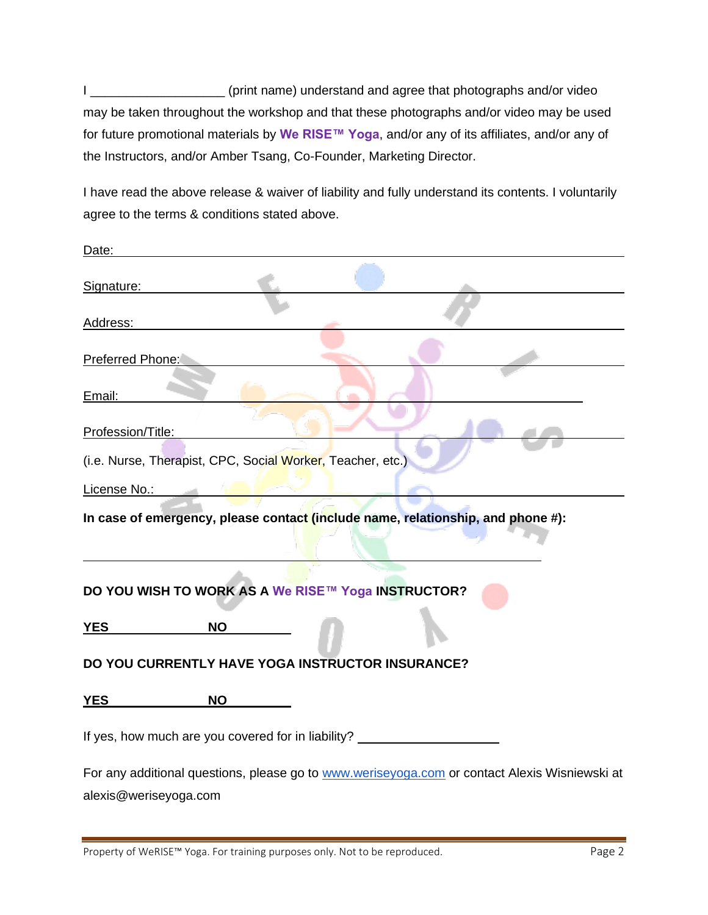I ___________________ (print name) understand and agree that photographs and/or video may be taken throughout the workshop and that these photographs and/or video may be used for future promotional materials by **We RISE™ Yoga**, and/or any of its affiliates, and/or any of the Instructors, and/or Amber Tsang, Co-Founder, Marketing Director.

I have read the above release & waiver of liability and fully understand its contents. I voluntarily agree to the terms & conditions stated above.

Date: ______________________________________________

Signature: ______________________________________________

Address: ______________________________________________

Preferred Phone: ______________________________________________

Email: ______________________________________________

Profession/Title: ______________________________________________

(i.e. Nurse, Therapist, CPC, Social Worker, Teacher, etc.)

License No.: ______________________________________________

**In case of emergency, please contact (include name, relationship, and phone #):**

______________________________________________

**DO YOU WISH TO WORK AS A We RISE™ Yoga INSTRUCTOR?**

**YES** ____________ **NO** ____________

**DO YOU CURRENTLY HAVE YOGA INSTRUCTOR INSURANCE?**

**YES** ____________ **NO** ____________

If yes, how much are you covered for in liability? ____________________

For any additional questions, please go to [www.weriseyoga.com](http://www.weriseyoga.com) or contact Alexis Wisniewski at alexis@weriseyoga.com

Property of WeRISE™ Yoga. For training purposes only. Not to be reproduced.